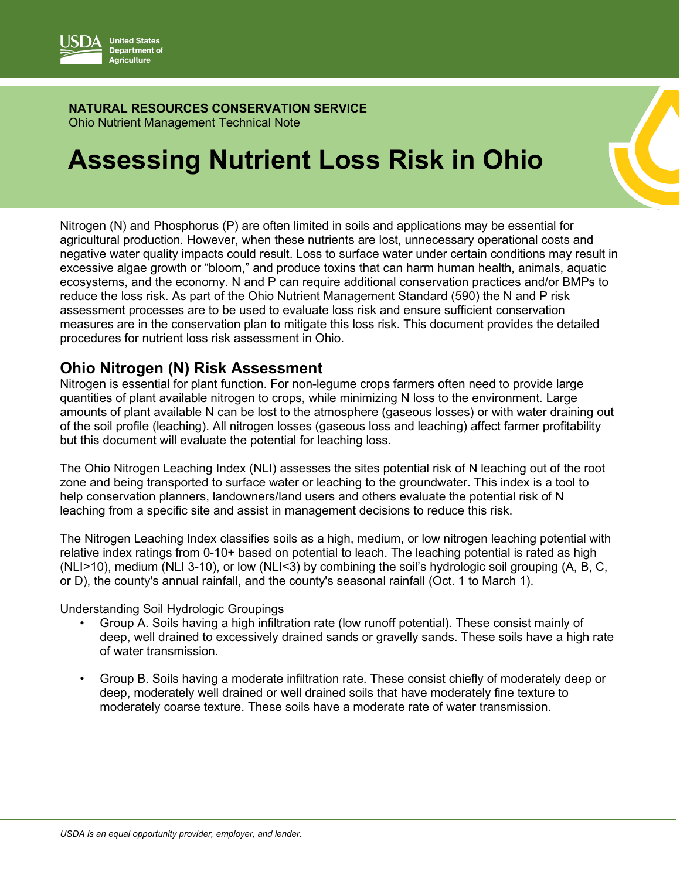USDA United States Department of Agriculture

**NATURAL RESOURCES CONSERVATION SERVICE**
Ohio Nutrient Management Technical Note

# Assessing Nutrient Loss Risk in Ohio

Nitrogen (N) and Phosphorus (P) are often limited in soils and applications may be essential for agricultural production. However, when these nutrients are lost, unnecessary operational costs and negative water quality impacts could result. Loss to surface water under certain conditions may result in excessive algae growth or "bloom," and produce toxins that can harm human health, animals, aquatic ecosystems, and the economy. N and P can require additional conservation practices and/or BMPs to reduce the loss risk. As part of the Ohio Nutrient Management Standard (590) the N and P risk assessment processes are to be used to evaluate loss risk and ensure sufficient conservation measures are in the conservation plan to mitigate this loss risk. This document provides the detailed procedures for nutrient loss risk assessment in Ohio.

## Ohio Nitrogen (N) Risk Assessment

Nitrogen is essential for plant function. For non-legume crops farmers often need to provide large quantities of plant available nitrogen to crops, while minimizing N loss to the environment. Large amounts of plant available N can be lost to the atmosphere (gaseous losses) or with water draining out of the soil profile (leaching). All nitrogen losses (gaseous loss and leaching) affect farmer profitability but this document will evaluate the potential for leaching loss.

The Ohio Nitrogen Leaching Index (NLI) assesses the sites potential risk of N leaching out of the root zone and being transported to surface water or leaching to the groundwater. This index is a tool to help conservation planners, landowners/land users and others evaluate the potential risk of N leaching from a specific site and assist in management decisions to reduce this risk.

The Nitrogen Leaching Index classifies soils as a high, medium, or low nitrogen leaching potential with relative index ratings from 0-10+ based on potential to leach. The leaching potential is rated as high (NLI>10), medium (NLI 3-10), or low (NLI<3) by combining the soil's hydrologic soil grouping (A, B, C, or D), the county's annual rainfall, and the county's seasonal rainfall (Oct. 1 to March 1).

Understanding Soil Hydrologic Groupings

- Group A. Soils having a high infiltration rate (low runoff potential). These consist mainly of deep, well drained to excessively drained sands or gravelly sands. These soils have a high rate of water transmission.

- Group B. Soils having a moderate infiltration rate. These consist chiefly of moderately deep or deep, moderately well drained or well drained soils that have moderately fine texture to moderately coarse texture. These soils have a moderate rate of water transmission.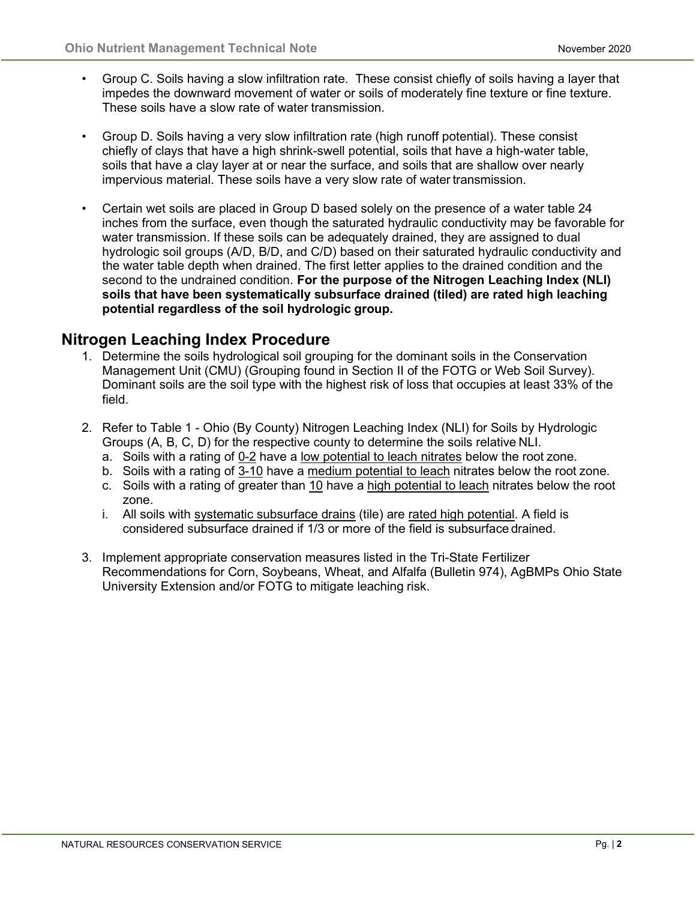- Group C. Soils having a slow infiltration rate. These consist chiefly of soils having a layer that impedes the downward movement of water or soils of moderately fine texture or fine texture. These soils have a slow rate of water transmission.

- Group D. Soils having a very slow infiltration rate (high runoff potential). These consist chiefly of clays that have a high shrink-swell potential, soils that have a high-water table, soils that have a clay layer at or near the surface, and soils that are shallow over nearly impervious material. These soils have a very slow rate of water transmission.

- Certain wet soils are placed in Group D based solely on the presence of a water table 24 inches from the surface, even though the saturated hydraulic conductivity may be favorable for water transmission. If these soils can be adequately drained, they are assigned to dual hydrologic soil groups (A/D, B/D, and C/D) based on their saturated hydraulic conductivity and the water table depth when drained. The first letter applies to the drained condition and the second to the undrained condition. **For the purpose of the Nitrogen Leaching Index (NLI) soils that have been systematically subsurface drained (tiled) are rated high leaching potential regardless of the soil hydrologic group.**

## Nitrogen Leaching Index Procedure

1. Determine the soils hydrological soil grouping for the dominant soils in the Conservation Management Unit (CMU) (Grouping found in Section II of the FOTG or Web Soil Survey). Dominant soils are the soil type with the highest risk of loss that occupies at least 33% of the field.

2. Refer to Table 1 - Ohio (By County) Nitrogen Leaching Index (NLI) for Soils by Hydrologic Groups (A, B, C, D) for the respective county to determine the soils relative NLI.
   a. Soils with a rating of <u>0-2</u> have a <u>low potential to leach nitrates</u> below the root zone.
   b. Soils with a rating of <u>3-10</u> have a <u>medium potential to leach</u> nitrates below the root zone.
   c. Soils with a rating of greater than <u>10</u> have a <u>high potential to leach</u> nitrates below the root zone.
   i. All soils with <u>systematic subsurface drains</u> (tile) are <u>rated high potential</u>. A field is considered subsurface drained if 1/3 or more of the field is subsurface drained.

3. Implement appropriate conservation measures listed in the Tri-State Fertilizer Recommendations for Corn, Soybeans, Wheat, and Alfalfa (Bulletin 974), AgBMPs Ohio State University Extension and/or FOTG to mitigate leaching risk.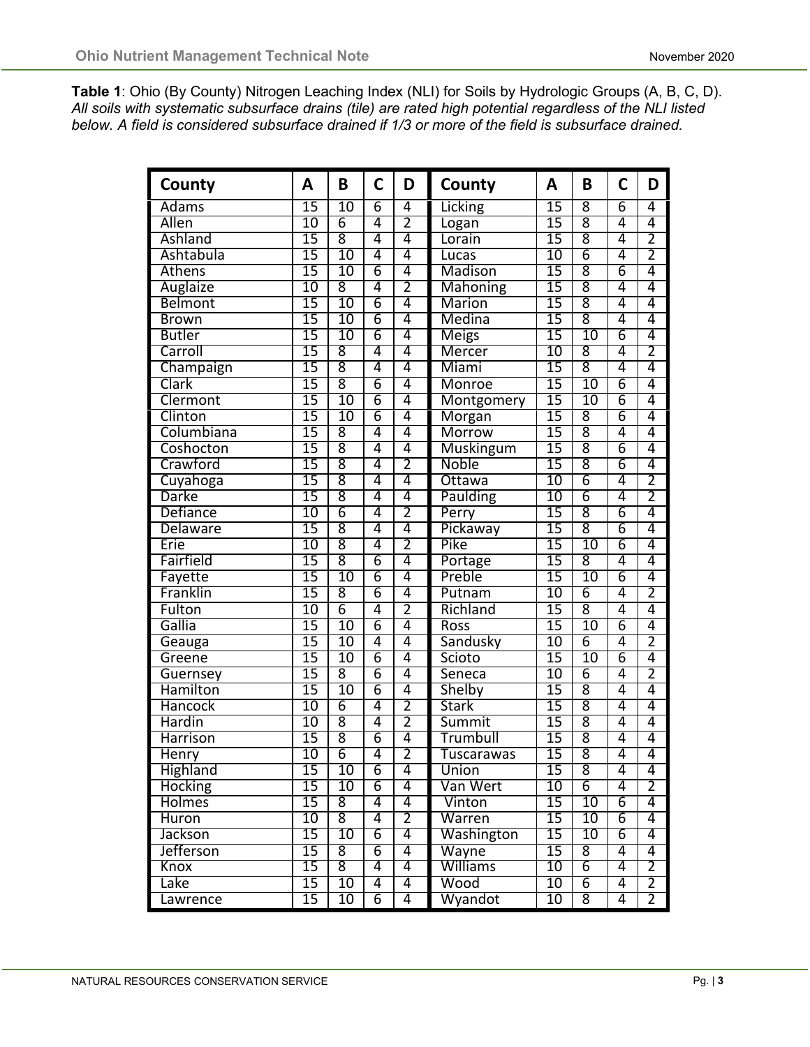**Table 1**: Ohio (By County) Nitrogen Leaching Index (NLI) for Soils by Hydrologic Groups (A, B, C, D). *All soils with systematic subsurface drains (tile) are rated high potential regardless of the NLI listed below. A field is considered subsurface drained if 1/3 or more of the field is subsurface drained.*

| County | A | B | C | D | County | A | B | C | D |
|---|---|---|---|---|---|---|---|---|---|
| Adams | 15 | 10 | 6 | 4 | Licking | 15 | 8 | 6 | 4 |
| Allen | 10 | 6 | 4 | 2 | Logan | 15 | 8 | 4 | 4 |
| Ashland | 15 | 8 | 4 | 4 | Lorain | 15 | 8 | 4 | 2 |
| Ashtabula | 15 | 10 | 4 | 4 | Lucas | 10 | 6 | 4 | 2 |
| Athens | 15 | 10 | 6 | 4 | Madison | 15 | 8 | 6 | 4 |
| Auglaize | 10 | 8 | 4 | 2 | Mahoning | 15 | 8 | 4 | 4 |
| Belmont | 15 | 10 | 6 | 4 | Marion | 15 | 8 | 4 | 4 |
| Brown | 15 | 10 | 6 | 4 | Medina | 15 | 8 | 4 | 4 |
| Butler | 15 | 10 | 6 | 4 | Meigs | 15 | 10 | 6 | 4 |
| Carroll | 15 | 8 | 4 | 4 | Mercer | 10 | 8 | 4 | 2 |
| Champaign | 15 | 8 | 4 | 4 | Miami | 15 | 8 | 4 | 4 |
| Clark | 15 | 8 | 6 | 4 | Monroe | 15 | 10 | 6 | 4 |
| Clermont | 15 | 10 | 6 | 4 | Montgomery | 15 | 10 | 6 | 4 |
| Clinton | 15 | 10 | 6 | 4 | Morgan | 15 | 8 | 6 | 4 |
| Columbiana | 15 | 8 | 4 | 4 | Morrow | 15 | 8 | 4 | 4 |
| Coshocton | 15 | 8 | 4 | 4 | Muskingum | 15 | 8 | 6 | 4 |
| Crawford | 15 | 8 | 4 | 2 | Noble | 15 | 8 | 6 | 4 |
| Cuyahoga | 15 | 8 | 4 | 4 | Ottawa | 10 | 6 | 4 | 2 |
| Darke | 15 | 8 | 4 | 4 | Paulding | 10 | 6 | 4 | 2 |
| Defiance | 10 | 6 | 4 | 2 | Perry | 15 | 8 | 6 | 4 |
| Delaware | 15 | 8 | 4 | 4 | Pickaway | 15 | 8 | 6 | 4 |
| Erie | 10 | 8 | 4 | 2 | Pike | 15 | 10 | 6 | 4 |
| Fairfield | 15 | 8 | 6 | 4 | Portage | 15 | 8 | 4 | 4 |
| Fayette | 15 | 10 | 6 | 4 | Preble | 15 | 10 | 6 | 4 |
| Franklin | 15 | 8 | 6 | 4 | Putnam | 10 | 6 | 4 | 2 |
| Fulton | 10 | 6 | 4 | 2 | Richland | 15 | 8 | 4 | 4 |
| Gallia | 15 | 10 | 6 | 4 | Ross | 15 | 10 | 6 | 4 |
| Geauga | 15 | 10 | 4 | 4 | Sandusky | 10 | 6 | 4 | 2 |
| Greene | 15 | 10 | 6 | 4 | Scioto | 15 | 10 | 6 | 4 |
| Guernsey | 15 | 8 | 6 | 4 | Seneca | 10 | 6 | 4 | 2 |
| Hamilton | 15 | 10 | 6 | 4 | Shelby | 15 | 8 | 4 | 4 |
| Hancock | 10 | 6 | 4 | 2 | Stark | 15 | 8 | 4 | 4 |
| Hardin | 10 | 8 | 4 | 2 | Summit | 15 | 8 | 4 | 4 |
| Harrison | 15 | 8 | 6 | 4 | Trumbull | 15 | 8 | 4 | 4 |
| Henry | 10 | 6 | 4 | 2 | Tuscarawas | 15 | 8 | 4 | 4 |
| Highland | 15 | 10 | 6 | 4 | Union | 15 | 8 | 4 | 4 |
| Hocking | 15 | 10 | 6 | 4 | Van Wert | 10 | 6 | 4 | 2 |
| Holmes | 15 | 8 | 4 | 4 | Vinton | 15 | 10 | 6 | 4 |
| Huron | 10 | 8 | 4 | 2 | Warren | 15 | 10 | 6 | 4 |
| Jackson | 15 | 10 | 6 | 4 | Washington | 15 | 10 | 6 | 4 |
| Jefferson | 15 | 8 | 6 | 4 | Wayne | 15 | 8 | 4 | 4 |
| Knox | 15 | 8 | 4 | 4 | Williams | 10 | 6 | 4 | 2 |
| Lake | 15 | 10 | 4 | 4 | Wood | 10 | 6 | 4 | 2 |
| Lawrence | 15 | 10 | 6 | 4 | Wyandot | 10 | 8 | 4 | 2 |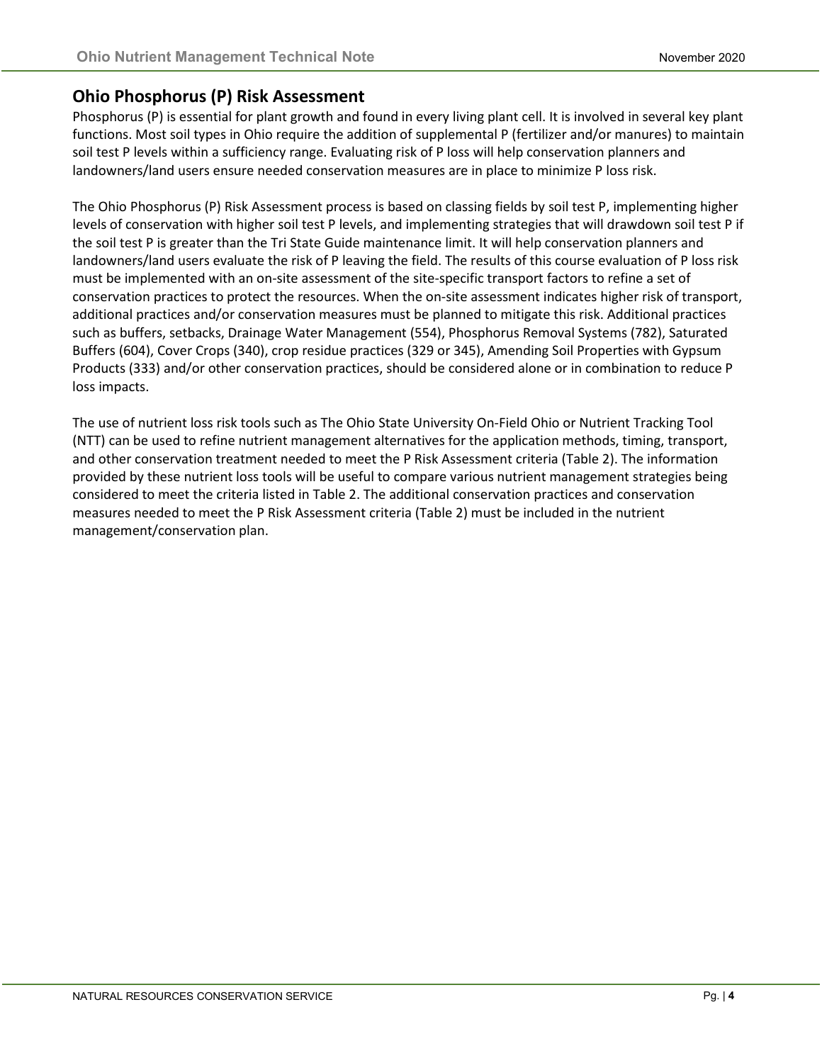## Ohio Phosphorus (P) Risk Assessment

Phosphorus (P) is essential for plant growth and found in every living plant cell. It is involved in several key plant functions. Most soil types in Ohio require the addition of supplemental P (fertilizer and/or manures) to maintain soil test P levels within a sufficiency range. Evaluating risk of P loss will help conservation planners and landowners/land users ensure needed conservation measures are in place to minimize P loss risk.

The Ohio Phosphorus (P) Risk Assessment process is based on classing fields by soil test P, implementing higher levels of conservation with higher soil test P levels, and implementing strategies that will drawdown soil test P if the soil test P is greater than the Tri State Guide maintenance limit. It will help conservation planners and landowners/land users evaluate the risk of P leaving the field. The results of this course evaluation of P loss risk must be implemented with an on-site assessment of the site-specific transport factors to refine a set of conservation practices to protect the resources. When the on-site assessment indicates higher risk of transport, additional practices and/or conservation measures must be planned to mitigate this risk. Additional practices such as buffers, setbacks, Drainage Water Management (554), Phosphorus Removal Systems (782), Saturated Buffers (604), Cover Crops (340), crop residue practices (329 or 345), Amending Soil Properties with Gypsum Products (333) and/or other conservation practices, should be considered alone or in combination to reduce P loss impacts.

The use of nutrient loss risk tools such as The Ohio State University On-Field Ohio or Nutrient Tracking Tool (NTT) can be used to refine nutrient management alternatives for the application methods, timing, transport, and other conservation treatment needed to meet the P Risk Assessment criteria (Table 2). The information provided by these nutrient loss tools will be useful to compare various nutrient management strategies being considered to meet the criteria listed in Table 2. The additional conservation practices and conservation measures needed to meet the P Risk Assessment criteria (Table 2) must be included in the nutrient management/conservation plan.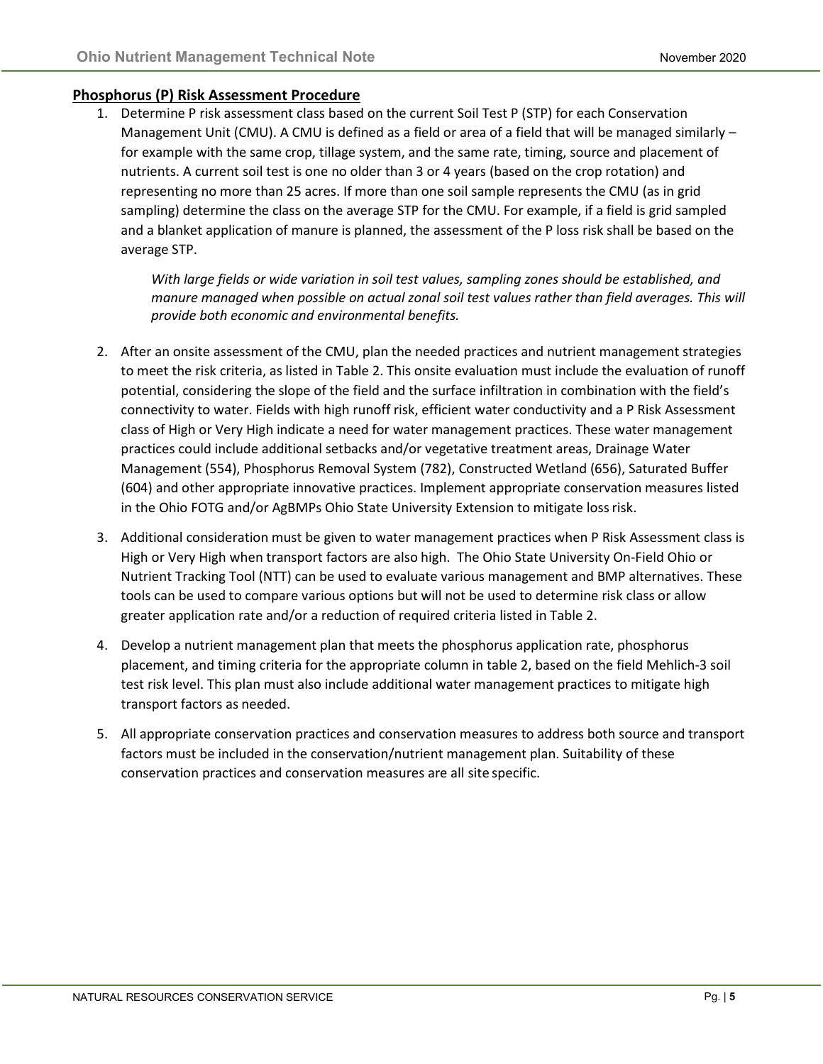## Phosphorus (P) Risk Assessment Procedure

1. Determine P risk assessment class based on the current Soil Test P (STP) for each Conservation Management Unit (CMU). A CMU is defined as a field or area of a field that will be managed similarly – for example with the same crop, tillage system, and the same rate, timing, source and placement of nutrients. A current soil test is one no older than 3 or 4 years (based on the crop rotation) and representing no more than 25 acres. If more than one soil sample represents the CMU (as in grid sampling) determine the class on the average STP for the CMU. For example, if a field is grid sampled and a blanket application of manure is planned, the assessment of the P loss risk shall be based on the average STP.

   *With large fields or wide variation in soil test values, sampling zones should be established, and manure managed when possible on actual zonal soil test values rather than field averages. This will provide both economic and environmental benefits.*

2. After an onsite assessment of the CMU, plan the needed practices and nutrient management strategies to meet the risk criteria, as listed in Table 2. This onsite evaluation must include the evaluation of runoff potential, considering the slope of the field and the surface infiltration in combination with the field's connectivity to water. Fields with high runoff risk, efficient water conductivity and a P Risk Assessment class of High or Very High indicate a need for water management practices. These water management practices could include additional setbacks and/or vegetative treatment areas, Drainage Water Management (554), Phosphorus Removal System (782), Constructed Wetland (656), Saturated Buffer (604) and other appropriate innovative practices. Implement appropriate conservation measures listed in the Ohio FOTG and/or AgBMPs Ohio State University Extension to mitigate loss risk.

3. Additional consideration must be given to water management practices when P Risk Assessment class is High or Very High when transport factors are also high. The Ohio State University On-Field Ohio or Nutrient Tracking Tool (NTT) can be used to evaluate various management and BMP alternatives. These tools can be used to compare various options but will not be used to determine risk class or allow greater application rate and/or a reduction of required criteria listed in Table 2.

4. Develop a nutrient management plan that meets the phosphorus application rate, phosphorus placement, and timing criteria for the appropriate column in table 2, based on the field Mehlich-3 soil test risk level. This plan must also include additional water management practices to mitigate high transport factors as needed.

5. All appropriate conservation practices and conservation measures to address both source and transport factors must be included in the conservation/nutrient management plan. Suitability of these conservation practices and conservation measures are all site specific.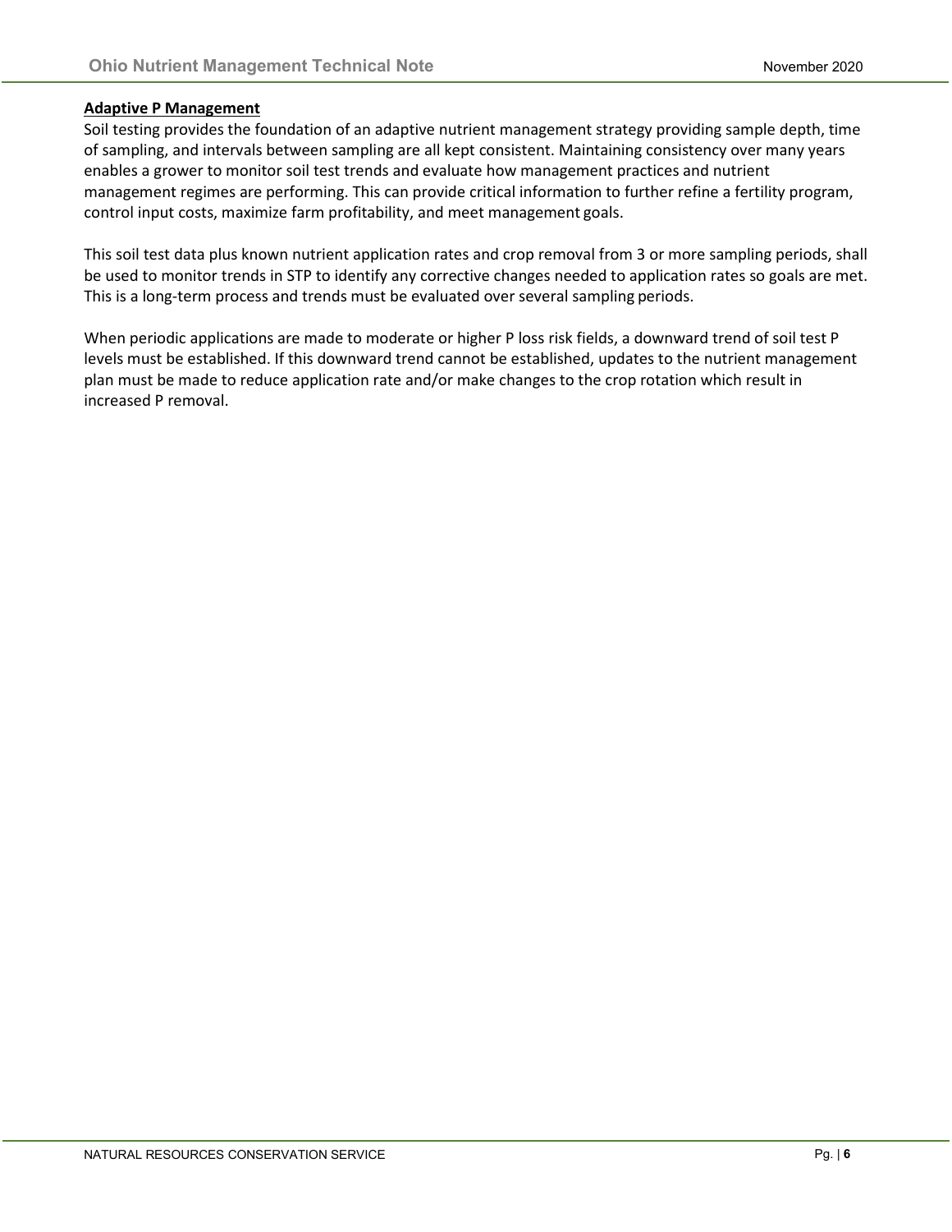**Adaptive P Management**

Soil testing provides the foundation of an adaptive nutrient management strategy providing sample depth, time of sampling, and intervals between sampling are all kept consistent. Maintaining consistency over many years enables a grower to monitor soil test trends and evaluate how management practices and nutrient management regimes are performing. This can provide critical information to further refine a fertility program, control input costs, maximize farm profitability, and meet management goals.

This soil test data plus known nutrient application rates and crop removal from 3 or more sampling periods, shall be used to monitor trends in STP to identify any corrective changes needed to application rates so goals are met. This is a long-term process and trends must be evaluated over several sampling periods.

When periodic applications are made to moderate or higher P loss risk fields, a downward trend of soil test P levels must be established. If this downward trend cannot be established, updates to the nutrient management plan must be made to reduce application rate and/or make changes to the crop rotation which result in increased P removal.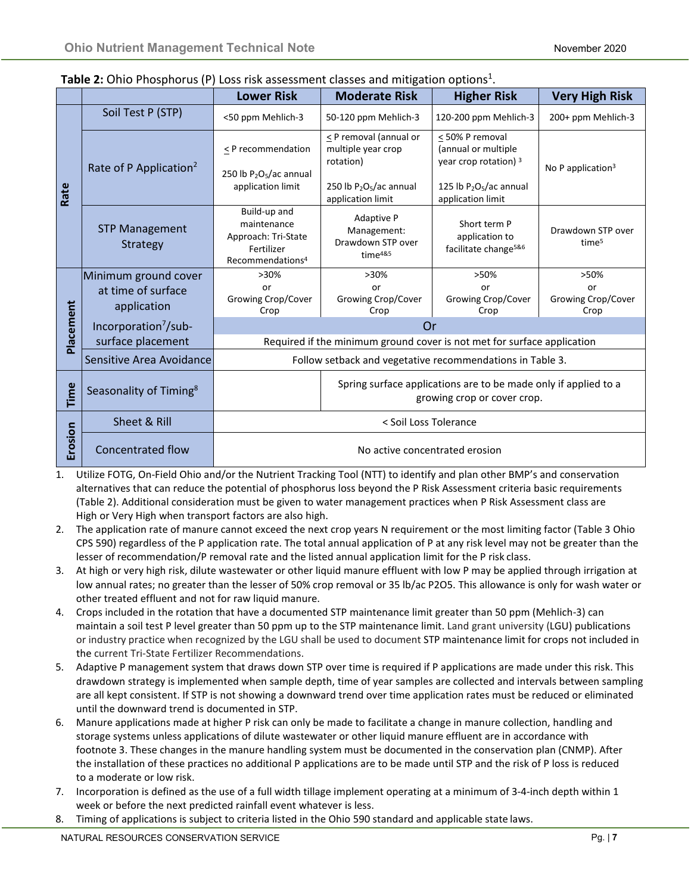**Table 2:** Ohio Phosphorus (P) Loss risk assessment classes and mitigation options[1].

| | | Lower Risk | Moderate Risk | Higher Risk | Very High Risk |
|---|---|---|---|---|---|
| Rate | Soil Test P (STP) | <50 ppm Mehlich-3 | 50-120 ppm Mehlich-3 | 120-200 ppm Mehlich-3 | 200+ ppm Mehlich-3 |
| | Rate of P Application[2] | ≤ P recommendation<br><br>250 lb $P_2O_5$/ac annual application limit | ≤ P removal (annual or multiple year crop rotation)<br><br>250 lb $P_2O_5$/ac annual application limit | ≤ 50% P removal (annual or multiple year crop rotation) [3]<br><br>125 lb $P_2O_5$/ac annual application limit | No P application[3] |
| | STP Management Strategy | Build-up and maintenance Approach: Tri-State Fertilizer Recommendations[4] | Adaptive P Management: Drawdown STP over time[4&5] | Short term P application to facilitate change[5&6] | Drawdown STP over time[5] |
| Placement | Minimum ground cover at time of surface application | >30%<br>or<br>Growing Crop/Cover Crop | >30%<br>or<br>Growing Crop/Cover Crop | >50%<br>or<br>Growing Crop/Cover Crop | >50%<br>or<br>Growing Crop/Cover Crop |
| | | Or | | | |
| | Incorporation[7]/sub-surface placement | Required if the minimum ground cover is not met for surface application | | | |
| | Sensitive Area Avoidance | Follow setback and vegetative recommendations in Table 3. | | | |
| Time | Seasonality of Timing[8] | | Spring surface applications are to be made only if applied to a growing crop or cover crop. | | |
| Erosion | Sheet & Rill | < Soil Loss Tolerance | | | |
| | Concentrated flow | No active concentrated erosion | | | |

1. Utilize FOTG, On-Field Ohio and/or the Nutrient Tracking Tool (NTT) to identify and plan other BMP's and conservation alternatives that can reduce the potential of phosphorus loss beyond the P Risk Assessment criteria basic requirements (Table 2). Additional consideration must be given to water management practices when P Risk Assessment class are High or Very High when transport factors are also high.
2. The application rate of manure cannot exceed the next crop years N requirement or the most limiting factor (Table 3 Ohio CPS 590) regardless of the P application rate. The total annual application of P at any risk level may not be greater than the lesser of recommendation/P removal rate and the listed annual application limit for the P risk class.
3. At high or very high risk, dilute wastewater or other liquid manure effluent with low P may be applied through irrigation at low annual rates; no greater than the lesser of 50% crop removal or 35 lb/ac P2O5. This allowance is only for wash water or other treated effluent and not for raw liquid manure.
4. Crops included in the rotation that have a documented STP maintenance limit greater than 50 ppm (Mehlich-3) can maintain a soil test P level greater than 50 ppm up to the STP maintenance limit. Land grant university (LGU) publications or industry practice when recognized by the LGU shall be used to document STP maintenance limit for crops not included in the current Tri-State Fertilizer Recommendations.
5. Adaptive P management system that draws down STP over time is required if P applications are made under this risk. This drawdown strategy is implemented when sample depth, time of year samples are collected and intervals between sampling are all kept consistent. If STP is not showing a downward trend over time application rates must be reduced or eliminated until the downward trend is documented in STP.
6. Manure applications made at higher P risk can only be made to facilitate a change in manure collection, handling and storage systems unless applications of dilute wastewater or other liquid manure effluent are in accordance with footnote 3. These changes in the manure handling system must be documented in the conservation plan (CNMP). After the installation of these practices no additional P applications are to be made until STP and the risk of P loss is reduced to a moderate or low risk.
7. Incorporation is defined as the use of a full width tillage implement operating at a minimum of 3-4-inch depth within 1 week or before the next predicted rainfall event whatever is less.
8. Timing of applications is subject to criteria listed in the Ohio 590 standard and applicable state laws.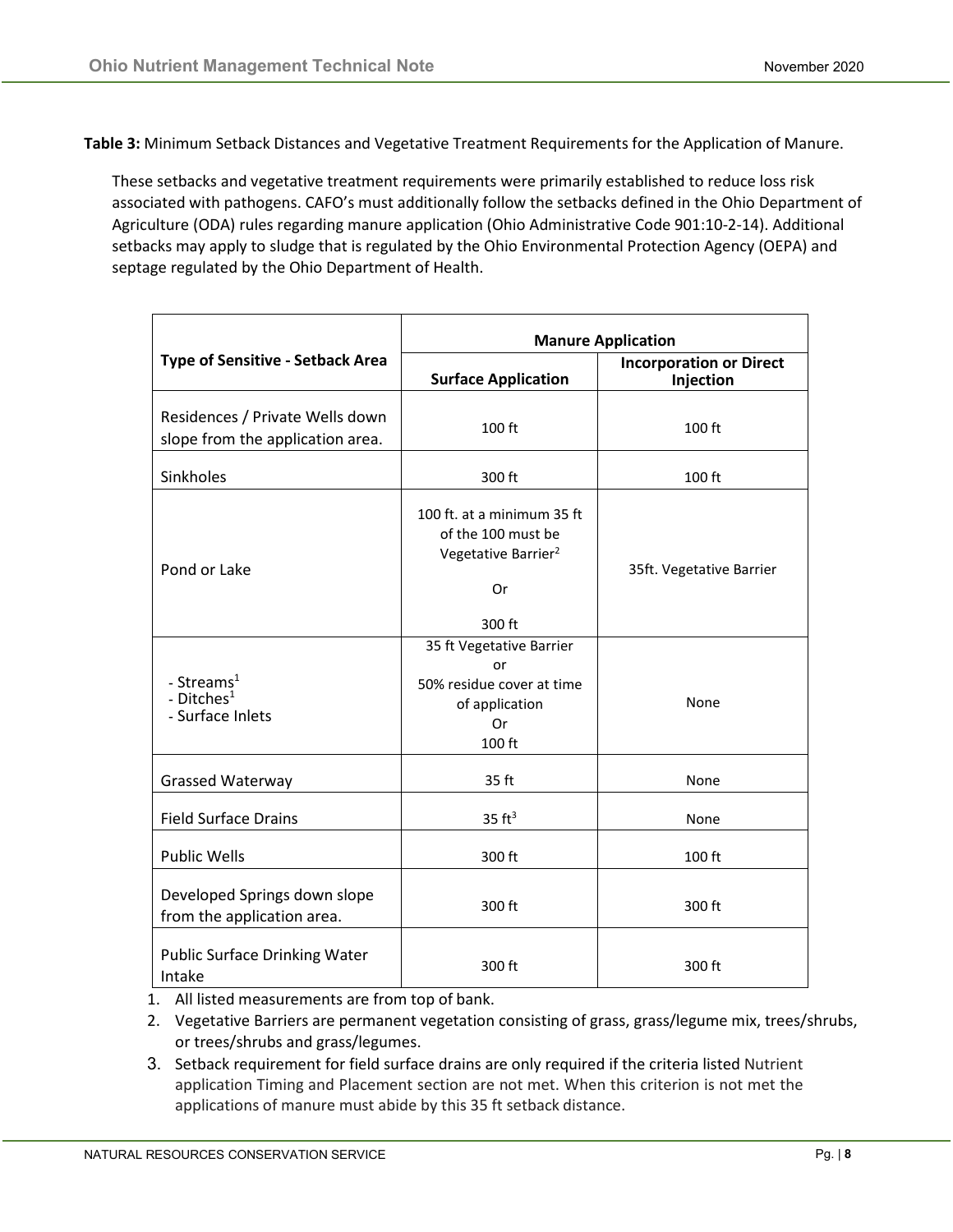**Table 3:** Minimum Setback Distances and Vegetative Treatment Requirements for the Application of Manure.

These setbacks and vegetative treatment requirements were primarily established to reduce loss risk associated with pathogens. CAFO's must additionally follow the setbacks defined in the Ohio Department of Agriculture (ODA) rules regarding manure application (Ohio Administrative Code 901:10-2-14). Additional setbacks may apply to sludge that is regulated by the Ohio Environmental Protection Agency (OEPA) and septage regulated by the Ohio Department of Health.

| Type of Sensitive - Setback Area | Manure Application | |
|---|---|---|
| | Surface Application | Incorporation or Direct Injection |
| Residences / Private Wells down slope from the application area. | 100 ft | 100 ft |
| Sinkholes | 300 ft | 100 ft |
| Pond or Lake | 100 ft. at a minimum 35 ft of the 100 must be Vegetative Barrier[2] Or 300 ft | 35ft. Vegetative Barrier |
| - Streams[1] - Ditches[1] - Surface Inlets | 35 ft Vegetative Barrier or 50% residue cover at time of application Or 100 ft | None |
| Grassed Waterway | 35 ft | None |
| Field Surface Drains | 35 ft[3] | None |
| Public Wells | 300 ft | 100 ft |
| Developed Springs down slope from the application area. | 300 ft | 300 ft |
| Public Surface Drinking Water Intake | 300 ft | 300 ft |

1. All listed measurements are from top of bank.
2. Vegetative Barriers are permanent vegetation consisting of grass, grass/legume mix, trees/shrubs, or trees/shrubs and grass/legumes.
3. Setback requirement for field surface drains are only required if the criteria listed Nutrient application Timing and Placement section are not met. When this criterion is not met the applications of manure must abide by this 35 ft setback distance.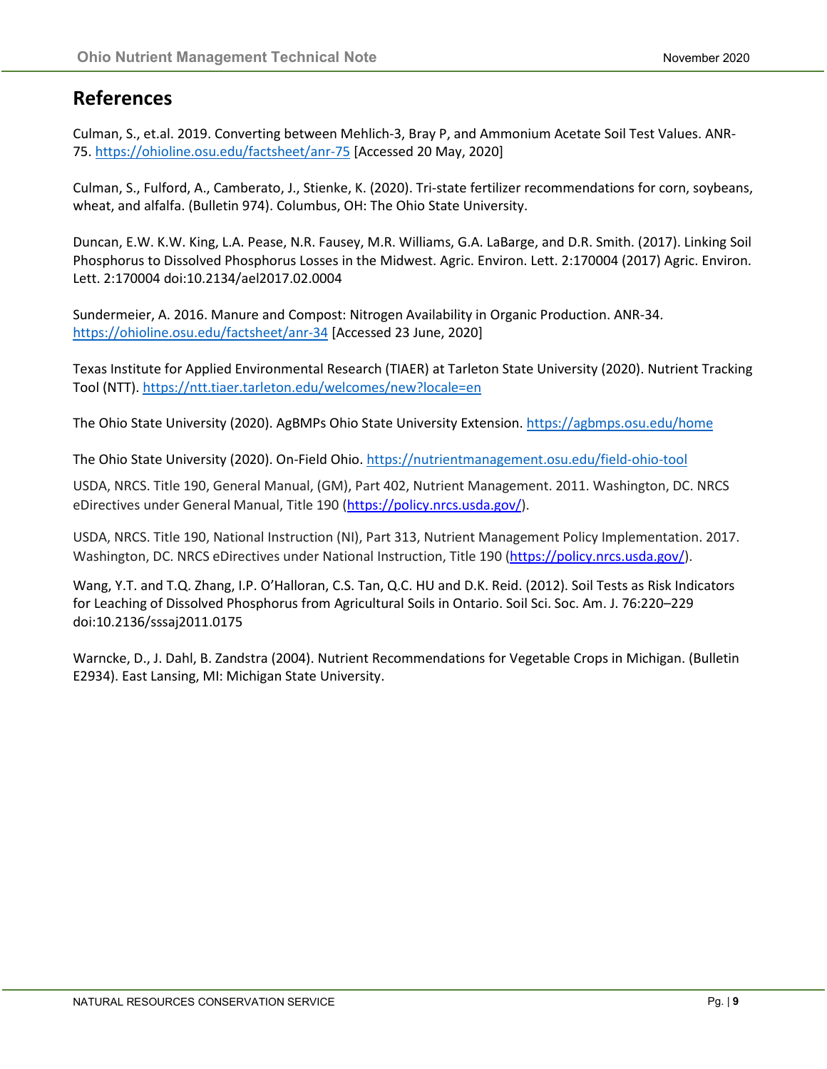## References

Culman, S., et.al. 2019. Converting between Mehlich-3, Bray P, and Ammonium Acetate Soil Test Values. ANR-75. https://ohioline.osu.edu/factsheet/anr-75 [Accessed 20 May, 2020]

Culman, S., Fulford, A., Camberato, J., Stienke, K. (2020). Tri-state fertilizer recommendations for corn, soybeans, wheat, and alfalfa. (Bulletin 974). Columbus, OH: The Ohio State University.

Duncan, E.W. K.W. King, L.A. Pease, N.R. Fausey, M.R. Williams, G.A. LaBarge, and D.R. Smith. (2017). Linking Soil Phosphorus to Dissolved Phosphorus Losses in the Midwest. Agric. Environ. Lett. 2:170004 (2017) Agric. Environ. Lett. 2:170004 doi:10.2134/ael2017.02.0004

Sundermeier, A. 2016. Manure and Compost: Nitrogen Availability in Organic Production. ANR-34. https://ohioline.osu.edu/factsheet/anr-34 [Accessed 23 June, 2020]

Texas Institute for Applied Environmental Research (TIAER) at Tarleton State University (2020). Nutrient Tracking Tool (NTT). https://ntt.tiaer.tarleton.edu/welcomes/new?locale=en

The Ohio State University (2020). AgBMPs Ohio State University Extension. https://agbmps.osu.edu/home

The Ohio State University (2020). On-Field Ohio. https://nutrientmanagement.osu.edu/field-ohio-tool

USDA, NRCS. Title 190, General Manual, (GM), Part 402, Nutrient Management. 2011. Washington, DC. NRCS eDirectives under General Manual, Title 190 (https://policy.nrcs.usda.gov/).

USDA, NRCS. Title 190, National Instruction (NI), Part 313, Nutrient Management Policy Implementation. 2017. Washington, DC. NRCS eDirectives under National Instruction, Title 190 (https://policy.nrcs.usda.gov/).

Wang, Y.T. and T.Q. Zhang, I.P. O'Halloran, C.S. Tan, Q.C. HU and D.K. Reid. (2012). Soil Tests as Risk Indicators for Leaching of Dissolved Phosphorus from Agricultural Soils in Ontario. Soil Sci. Soc. Am. J. 76:220–229 doi:10.2136/sssaj2011.0175

Warncke, D., J. Dahl, B. Zandstra (2004). Nutrient Recommendations for Vegetable Crops in Michigan. (Bulletin E2934). East Lansing, MI: Michigan State University.